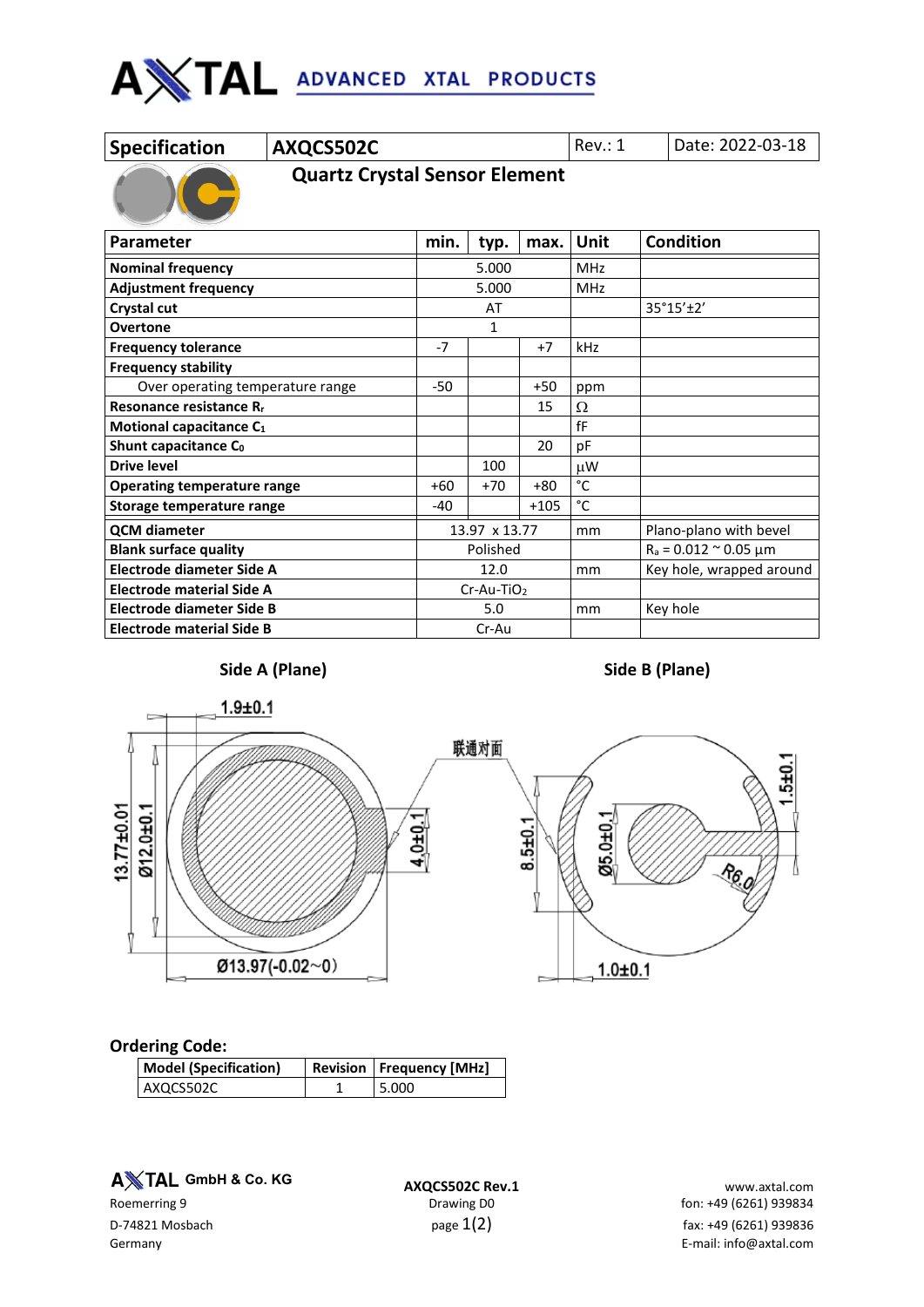# AXTAL ADVANCED XTAL PRODUCTS

| Specification | AXQCS502C | Rev.: 1 | Date: 2022-03-18 |
|---|---|---|---|

## Quartz Crystal Sensor Element

| Parameter | min. | typ. | max. | Unit | Condition |
|---|---|---|---|---|---|
| **Nominal frequency** | | 5.000 | | MHz | |
| **Adjustment frequency** | | 5.000 | | MHz | |
| **Crystal cut** | | AT | | | 35°15'±2' |
| **Overtone** | | 1 | | | |
| **Frequency tolerance** | -7 | | +7 | kHz | |
| **Frequency stability** | | | | | |
| Over operating temperature range | -50 | | +50 | ppm | |
| **Resonance resistance $R_r$** | | | 15 | Ω | |
| **Motional capacitance $C_1$** | | | | fF | |
| **Shunt capacitance $C_0$** | | | 20 | pF | |
| **Drive level** | | 100 | | µW | |
| **Operating temperature range** | +60 | +70 | +80 | °C | |
| **Storage temperature range** | -40 | | +105 | °C | |
| **QCM diameter** | | 13.97 x 13.77 | | mm | Plano-plano with bevel |
| **Blank surface quality** | | Polished | | | $R_a$ = 0.012 ~ 0.05 µm |
| **Electrode diameter Side A** | | 12.0 | | mm | Key hole, wrapped around |
| **Electrode material Side A** | | Cr-Au-$TiO_2$ | | | |
| **Electrode diameter Side B** | | 5.0 | | mm | Key hole |
| **Electrode material Side B** | | Cr-Au | | | |

**Side A (Plane)** **Side B (Plane)**

1.9±0.1 13.77±0.01 Ø12.0±0.1 4.0±0.1 Ø13.97(-0.02~0) 联通对面 8.5±0.1 Ø5.0±0.1 1.5±0.1 R6.0 1.0±0.1

## Ordering Code:

| Model (Specification) | Revision | Frequency [MHz] |
|---|---|---|
| AXQCS502C | 1 | 5.000 |

**AXTAL GmbH & Co. KG**
Roemerring 9
D-74821 Mosbach
Germany

**AXQCS502C Rev.1**
Drawing D0

www.axtal.com
fon: +49 (6261) 939834
fax: +49 (6261) 939836
E-mail: info@axtal.com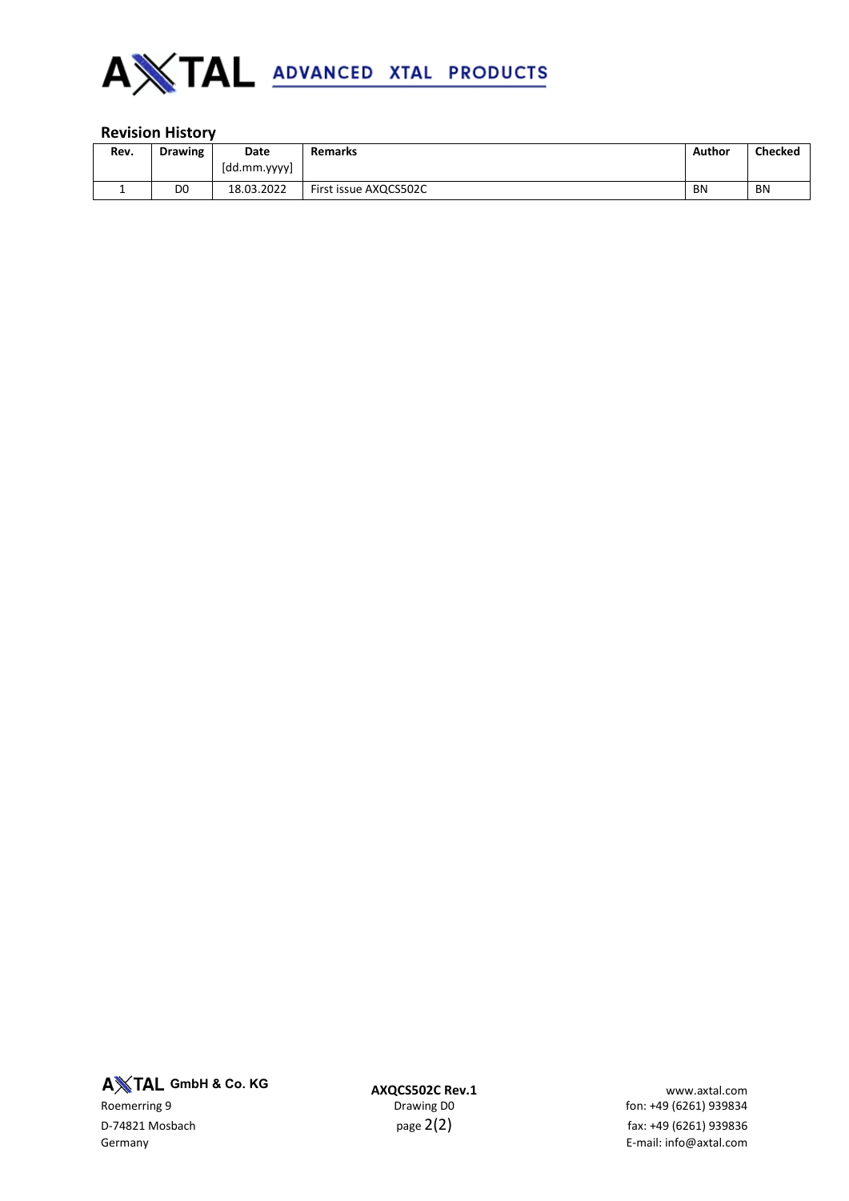## Revision History

| Rev. | Drawing | Date [dd.mm.yyyy] | Remarks | Author | Checked |
|---|---|---|---|---|---|
| 1 | D0 | 18.03.2022 | First issue AXQCS502C | BN | BN |